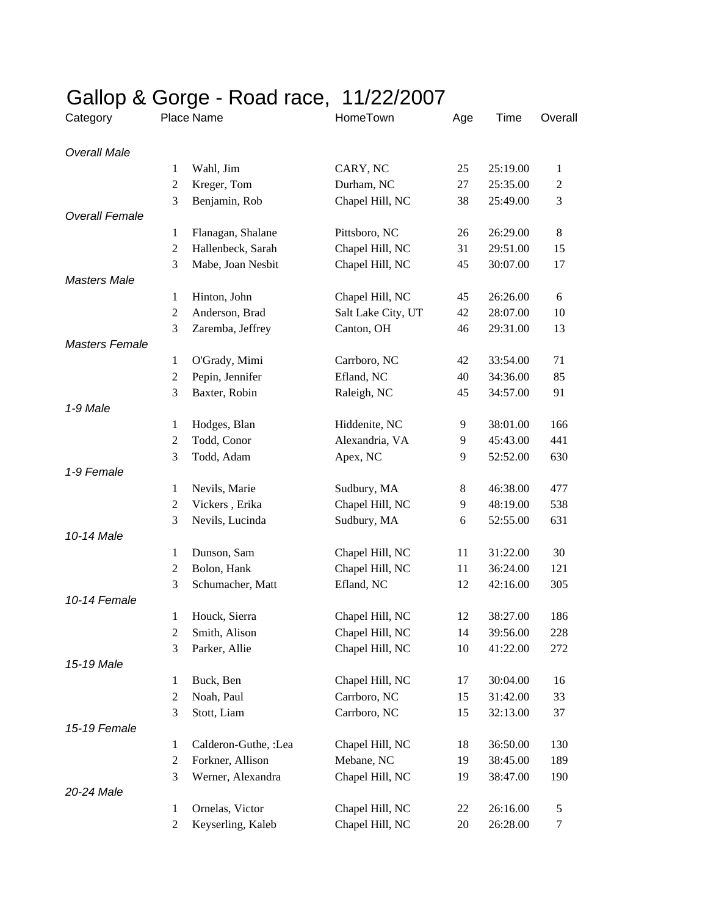# Gallop & Gorge - Road race,  11/22/2007

| Category | Place | Name | HomeTown | Age | Time | Overall |
|---|---|---|---|---|---|---|
| *Overall Male* | | | | | | |
| | 1 | Wahl, Jim | CARY, NC | 25 | 25:19.00 | 1 |
| | 2 | Kreger, Tom | Durham, NC | 27 | 25:35.00 | 2 |
| | 3 | Benjamin, Rob | Chapel Hill, NC | 38 | 25:49.00 | 3 |
| *Overall Female* | | | | | | |
| | 1 | Flanagan, Shalane | Pittsboro, NC | 26 | 26:29.00 | 8 |
| | 2 | Hallenbeck, Sarah | Chapel Hill, NC | 31 | 29:51.00 | 15 |
| | 3 | Mabe, Joan Nesbit | Chapel Hill, NC | 45 | 30:07.00 | 17 |
| *Masters Male* | | | | | | |
| | 1 | Hinton, John | Chapel Hill, NC | 45 | 26:26.00 | 6 |
| | 2 | Anderson, Brad | Salt Lake City, UT | 42 | 28:07.00 | 10 |
| | 3 | Zaremba, Jeffrey | Canton, OH | 46 | 29:31.00 | 13 |
| *Masters Female* | | | | | | |
| | 1 | O'Grady, Mimi | Carrboro, NC | 42 | 33:54.00 | 71 |
| | 2 | Pepin, Jennifer | Efland, NC | 40 | 34:36.00 | 85 |
| | 3 | Baxter, Robin | Raleigh, NC | 45 | 34:57.00 | 91 |
| *1-9 Male* | | | | | | |
| | 1 | Hodges, Blan | Hiddenite, NC | 9 | 38:01.00 | 166 |
| | 2 | Todd, Conor | Alexandria, VA | 9 | 45:43.00 | 441 |
| | 3 | Todd, Adam | Apex, NC | 9 | 52:52.00 | 630 |
| *1-9 Female* | | | | | | |
| | 1 | Nevils, Marie | Sudbury, MA | 8 | 46:38.00 | 477 |
| | 2 | Vickers , Erika | Chapel Hill, NC | 9 | 48:19.00 | 538 |
| | 3 | Nevils, Lucinda | Sudbury, MA | 6 | 52:55.00 | 631 |
| *10-14 Male* | | | | | | |
| | 1 | Dunson, Sam | Chapel Hill, NC | 11 | 31:22.00 | 30 |
| | 2 | Bolon, Hank | Chapel Hill, NC | 11 | 36:24.00 | 121 |
| | 3 | Schumacher, Matt | Efland, NC | 12 | 42:16.00 | 305 |
| *10-14 Female* | | | | | | |
| | 1 | Houck, Sierra | Chapel Hill, NC | 12 | 38:27.00 | 186 |
| | 2 | Smith, Alison | Chapel Hill, NC | 14 | 39:56.00 | 228 |
| | 3 | Parker, Allie | Chapel Hill, NC | 10 | 41:22.00 | 272 |
| *15-19 Male* | | | | | | |
| | 1 | Buck, Ben | Chapel Hill, NC | 17 | 30:04.00 | 16 |
| | 2 | Noah, Paul | Carrboro, NC | 15 | 31:42.00 | 33 |
| | 3 | Stott, Liam | Carrboro, NC | 15 | 32:13.00 | 37 |
| *15-19 Female* | | | | | | |
| | 1 | Calderon-Guthe, :Lea | Chapel Hill, NC | 18 | 36:50.00 | 130 |
| | 2 | Forkner, Allison | Mebane, NC | 19 | 38:45.00 | 189 |
| | 3 | Werner, Alexandra | Chapel Hill, NC | 19 | 38:47.00 | 190 |
| *20-24 Male* | | | | | | |
| | 1 | Ornelas, Victor | Chapel Hill, NC | 22 | 26:16.00 | 5 |
| | 2 | Keyserling, Kaleb | Chapel Hill, NC | 20 | 26:28.00 | 7 |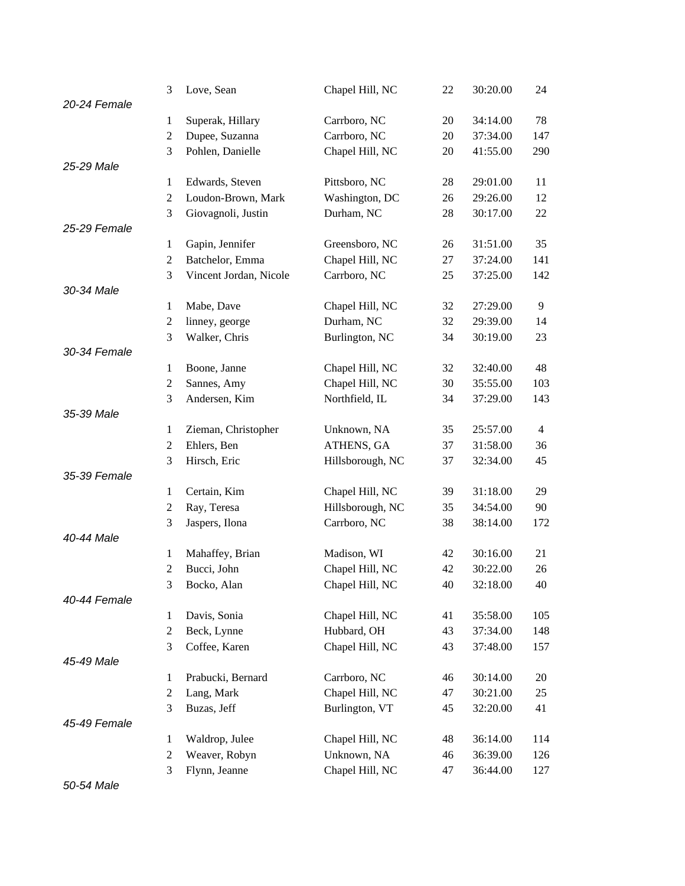| | 3 | Love, Sean | Chapel Hill, NC | 22 | 30:20.00 | 24 |
|---|---|---|---|---|---|---|
| *20-24 Female* | | | | | | |
| | 1 | Superak, Hillary | Carrboro, NC | 20 | 34:14.00 | 78 |
| | 2 | Dupee, Suzanna | Carrboro, NC | 20 | 37:34.00 | 147 |
| | 3 | Pohlen, Danielle | Chapel Hill, NC | 20 | 41:55.00 | 290 |
| *25-29 Male* | | | | | | |
| | 1 | Edwards, Steven | Pittsboro, NC | 28 | 29:01.00 | 11 |
| | 2 | Loudon-Brown, Mark | Washington, DC | 26 | 29:26.00 | 12 |
| | 3 | Giovagnoli, Justin | Durham, NC | 28 | 30:17.00 | 22 |
| *25-29 Female* | | | | | | |
| | 1 | Gapin, Jennifer | Greensboro, NC | 26 | 31:51.00 | 35 |
| | 2 | Batchelor, Emma | Chapel Hill, NC | 27 | 37:24.00 | 141 |
| | 3 | Vincent Jordan, Nicole | Carrboro, NC | 25 | 37:25.00 | 142 |
| *30-34 Male* | | | | | | |
| | 1 | Mabe, Dave | Chapel Hill, NC | 32 | 27:29.00 | 9 |
| | 2 | linney, george | Durham, NC | 32 | 29:39.00 | 14 |
| | 3 | Walker, Chris | Burlington, NC | 34 | 30:19.00 | 23 |
| *30-34 Female* | | | | | | |
| | 1 | Boone, Janne | Chapel Hill, NC | 32 | 32:40.00 | 48 |
| | 2 | Sannes, Amy | Chapel Hill, NC | 30 | 35:55.00 | 103 |
| | 3 | Andersen, Kim | Northfield, IL | 34 | 37:29.00 | 143 |
| *35-39 Male* | | | | | | |
| | 1 | Zieman, Christopher | Unknown, NA | 35 | 25:57.00 | 4 |
| | 2 | Ehlers, Ben | ATHENS, GA | 37 | 31:58.00 | 36 |
| | 3 | Hirsch, Eric | Hillsborough, NC | 37 | 32:34.00 | 45 |
| *35-39 Female* | | | | | | |
| | 1 | Certain, Kim | Chapel Hill, NC | 39 | 31:18.00 | 29 |
| | 2 | Ray, Teresa | Hillsborough, NC | 35 | 34:54.00 | 90 |
| | 3 | Jaspers, Ilona | Carrboro, NC | 38 | 38:14.00 | 172 |
| *40-44 Male* | | | | | | |
| | 1 | Mahaffey, Brian | Madison, WI | 42 | 30:16.00 | 21 |
| | 2 | Bucci, John | Chapel Hill, NC | 42 | 30:22.00 | 26 |
| | 3 | Bocko, Alan | Chapel Hill, NC | 40 | 32:18.00 | 40 |
| *40-44 Female* | | | | | | |
| | 1 | Davis, Sonia | Chapel Hill, NC | 41 | 35:58.00 | 105 |
| | 2 | Beck, Lynne | Hubbard, OH | 43 | 37:34.00 | 148 |
| | 3 | Coffee, Karen | Chapel Hill, NC | 43 | 37:48.00 | 157 |
| *45-49 Male* | | | | | | |
| | 1 | Prabucki, Bernard | Carrboro, NC | 46 | 30:14.00 | 20 |
| | 2 | Lang, Mark | Chapel Hill, NC | 47 | 30:21.00 | 25 |
| | 3 | Buzas, Jeff | Burlington, VT | 45 | 32:20.00 | 41 |
| *45-49 Female* | | | | | | |
| | 1 | Waldrop, Julee | Chapel Hill, NC | 48 | 36:14.00 | 114 |
| | 2 | Weaver, Robyn | Unknown, NA | 46 | 36:39.00 | 126 |
| | 3 | Flynn, Jeanne | Chapel Hill, NC | 47 | 36:44.00 | 127 |
| *50-54 Male* | | | | | | |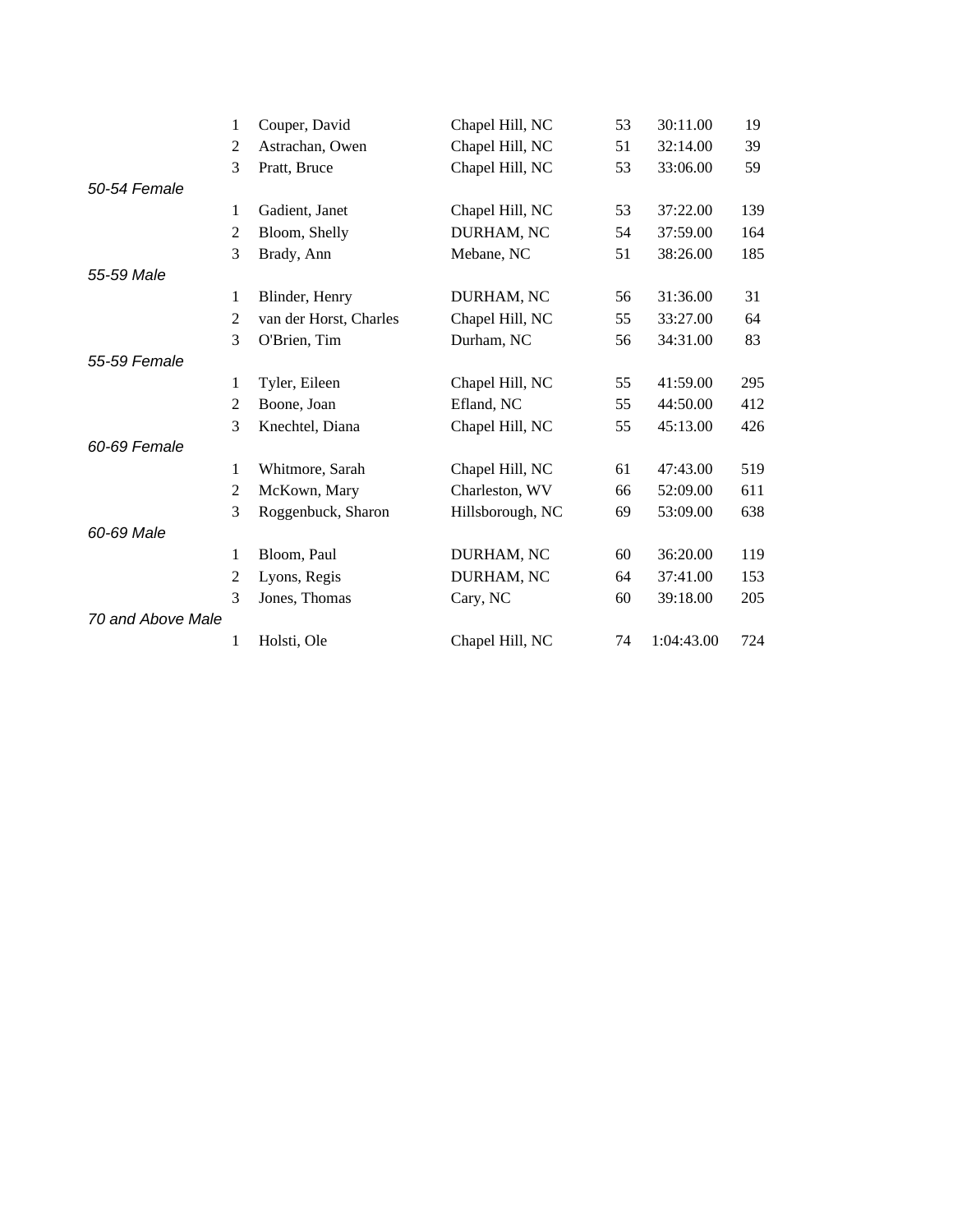| | | | | | | |
|---|---|---|---|---|---|---|
| | 1 | Couper, David | Chapel Hill, NC | 53 | 30:11.00 | 19 |
| | 2 | Astrachan, Owen | Chapel Hill, NC | 51 | 32:14.00 | 39 |
| | 3 | Pratt, Bruce | Chapel Hill, NC | 53 | 33:06.00 | 59 |
| *50-54 Female* | | | | | | |
| | 1 | Gadient, Janet | Chapel Hill, NC | 53 | 37:22.00 | 139 |
| | 2 | Bloom, Shelly | DURHAM, NC | 54 | 37:59.00 | 164 |
| | 3 | Brady, Ann | Mebane, NC | 51 | 38:26.00 | 185 |
| *55-59 Male* | | | | | | |
| | 1 | Blinder, Henry | DURHAM, NC | 56 | 31:36.00 | 31 |
| | 2 | van der Horst, Charles | Chapel Hill, NC | 55 | 33:27.00 | 64 |
| | 3 | O'Brien, Tim | Durham, NC | 56 | 34:31.00 | 83 |
| *55-59 Female* | | | | | | |
| | 1 | Tyler, Eileen | Chapel Hill, NC | 55 | 41:59.00 | 295 |
| | 2 | Boone, Joan | Efland, NC | 55 | 44:50.00 | 412 |
| | 3 | Knechtel, Diana | Chapel Hill, NC | 55 | 45:13.00 | 426 |
| *60-69 Female* | | | | | | |
| | 1 | Whitmore, Sarah | Chapel Hill, NC | 61 | 47:43.00 | 519 |
| | 2 | McKown, Mary | Charleston, WV | 66 | 52:09.00 | 611 |
| | 3 | Roggenbuck, Sharon | Hillsborough, NC | 69 | 53:09.00 | 638 |
| *60-69 Male* | | | | | | |
| | 1 | Bloom, Paul | DURHAM, NC | 60 | 36:20.00 | 119 |
| | 2 | Lyons, Regis | DURHAM, NC | 64 | 37:41.00 | 153 |
| | 3 | Jones, Thomas | Cary, NC | 60 | 39:18.00 | 205 |
| *70 and Above Male* | | | | | | |
| | 1 | Holsti, Ole | Chapel Hill, NC | 74 | 1:04:43.00 | 724 |